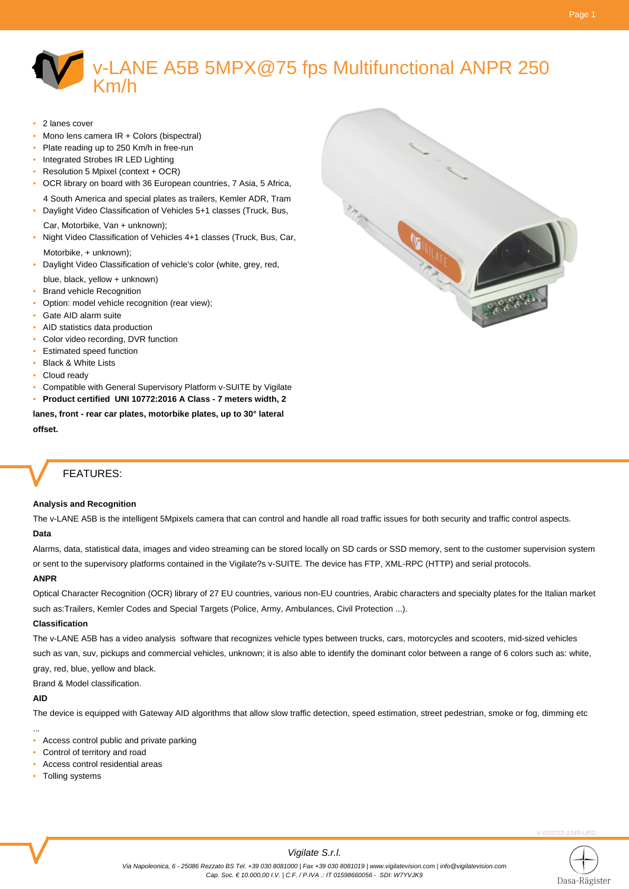# v-LANE A5B 5MPX@75 fps Multifunctional ANPR 250 Km/h

- 2 lanes cover
- Mono lens camera IR + Colors (bispectral)
- Plate reading up to 250 Km/h in free-run
- Integrated Strobes IR LED Lighting
- Resolution 5 Mpixel (context + OCR)
- OCR library on board with 36 European countries, 7 Asia, 5 Africa, 4 South America and special plates as trailers, Kemler ADR, Tram
- Daylight Video Classification of Vehicles 5+1 classes (Truck, Bus, Car, Motorbike, Van + unknown);
- Night Video Classification of Vehicles 4+1 classes (Truck, Bus, Car, Motorbike, + unknown);
- Daylight Video Classification of vehicle's color (white, grey, red, blue, black, yellow + unknown)
- Brand vehicle Recognition
- Option: model vehicle recognition (rear view);
- Gate AID alarm suite
- AID statistics data production
- Color video recording, DVR function
- Estimated speed function
- Black & White Lists
- Cloud ready
- Compatible with General Supervisory Platform v-SUITE by Vigilate
- **Product certified UNI 10772:2016 A Class - 7 meters width, 2 lanes, front - rear car plates, motorbike plates, up to 30° lateral offset.**

## FEATURES:

**Analysis and Recognition**

The v-LANE A5B is the intelligent 5Mpixels camera that can control and handle all road traffic issues for both security and traffic control aspects.

**Data**

Alarms, data, statistical data, images and video streaming can be stored locally on SD cards or SSD memory, sent to the customer supervision system or sent to the supervisory platforms contained in the Vigilate?s v-SUITE. The device has FTP, XML-RPC (HTTP) and serial protocols.

**ANPR**

Optical Character Recognition (OCR) library of 27 EU countries, various non-EU countries, Arabic characters and specialty plates for the Italian market such as:Trailers, Kemler Codes and Special Targets (Police, Army, Ambulances, Civil Protection ...).

**Classification**

The v-LANE A5B has a video analysis software that recognizes vehicle types between trucks, cars, motorcycles and scooters, mid-sized vehicles such as van, suv, pickups and commercial vehicles, unknown; it is also able to identify the dominant color between a range of 6 colors such as: white, gray, red, blue, yellow and black.

Brand & Model classification.

**AID**

The device is equipped with Gateway AID algorithms that allow slow traffic detection, speed estimation, street pedestrian, smoke or fog, dimming etc ...

- Access control public and private parking
- Control of territory and road
- Access control residential areas
- Tolling systems

V-020722-1349-UPD

*Vigilate S.r.l.*

*Via Napoleonica, 6 - 25086 Rezzato BS Tel. +39 030 8081000 | Fax +39 030 8081019 | www.vigilatevision.com | info@vigilatevision.com*
*Cap. Soc. € 10.000,00 I.V. | C.F. / P.IVA .: IT 01598660056 - SDI: W7YVJK9*

Dasa-Rägister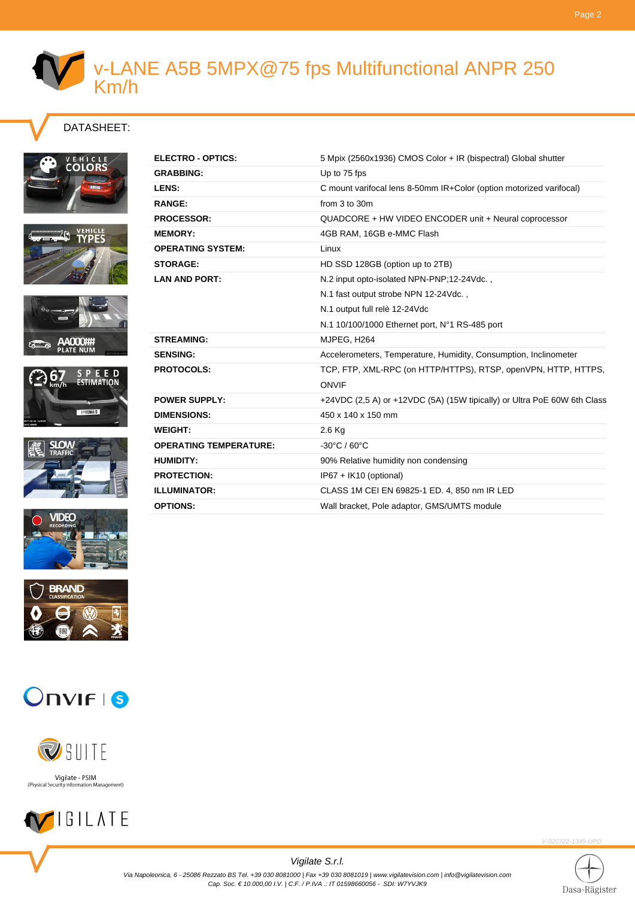# v-LANE A5B 5MPX@75 fps Multifunctional ANPR 250 Km/h

DATASHEET:

| | |
|---|---|
| **ELECTRO - OPTICS:** | 5 Mpix (2560x1936) CMOS Color + IR (bispectral) Global shutter |
| **GRABBING:** | Up to 75 fps |
| **LENS:** | C mount varifocal lens 8-50mm IR+Color (option motorized varifocal) |
| **RANGE:** | from 3 to 30m |
| **PROCESSOR:** | QUADCORE + HW VIDEO ENCODER unit + Neural coprocessor |
| **MEMORY:** | 4GB RAM, 16GB e-MMC Flash |
| **OPERATING SYSTEM:** | Linux |
| **STORAGE:** | HD SSD 128GB (option up to 2TB) |
| **LAN AND PORT:** | N.2 input opto-isolated NPN-PNP;12-24Vdc. ,<br>N.1 fast output strobe NPN 12-24Vdc. ,<br>N.1 output full relè 12-24Vdc<br>N.1 10/100/1000 Ethernet port, N°1 RS-485 port |
| **STREAMING:** | MJPEG, H264 |
| **SENSING:** | Accelerometers, Temperature, Humidity, Consumption, Inclinometer |
| **PROTOCOLS:** | TCP, FTP, XML-RPC (on HTTP/HTTPS), RTSP, openVPN, HTTP, HTTPS, ONVIF |
| **POWER SUPPLY:** | +24VDC (2,5 A) or +12VDC (5A) (15W tipically) or Ultra PoE 60W 6th Class |
| **DIMENSIONS:** | 450 x 140 x 150 mm |
| **WEIGHT:** | 2.6 Kg |
| **OPERATING TEMPERATURE:** | -30°C / 60°C |
| **HUMIDITY:** | 90% Relative humidity non condensing |
| **PROTECTION:** | IP67 + IK10 (optional) |
| **ILLUMINATOR:** | CLASS 1M CEI EN 69825-1 ED. 4, 850 nm IR LED |
| **OPTIONS:** | Wall bracket, Pole adaptor, GMS/UMTS module |

Vigilate - PSIM
(Physical Security information Management)

V-020722-1349-UPD

*Vigilate S.r.l.*

*Via Napoleonica, 6 - 25086 Rezzato BS Tel. +39 030 8081000 | Fax +39 030 8081019 | www.vigilatevision.com | info@vigilatevision.com*
*Cap. Soc. € 10.000,00 I.V. | C.F. / P.IVA .: IT 01598660056 - SDI: W7YVJK9*